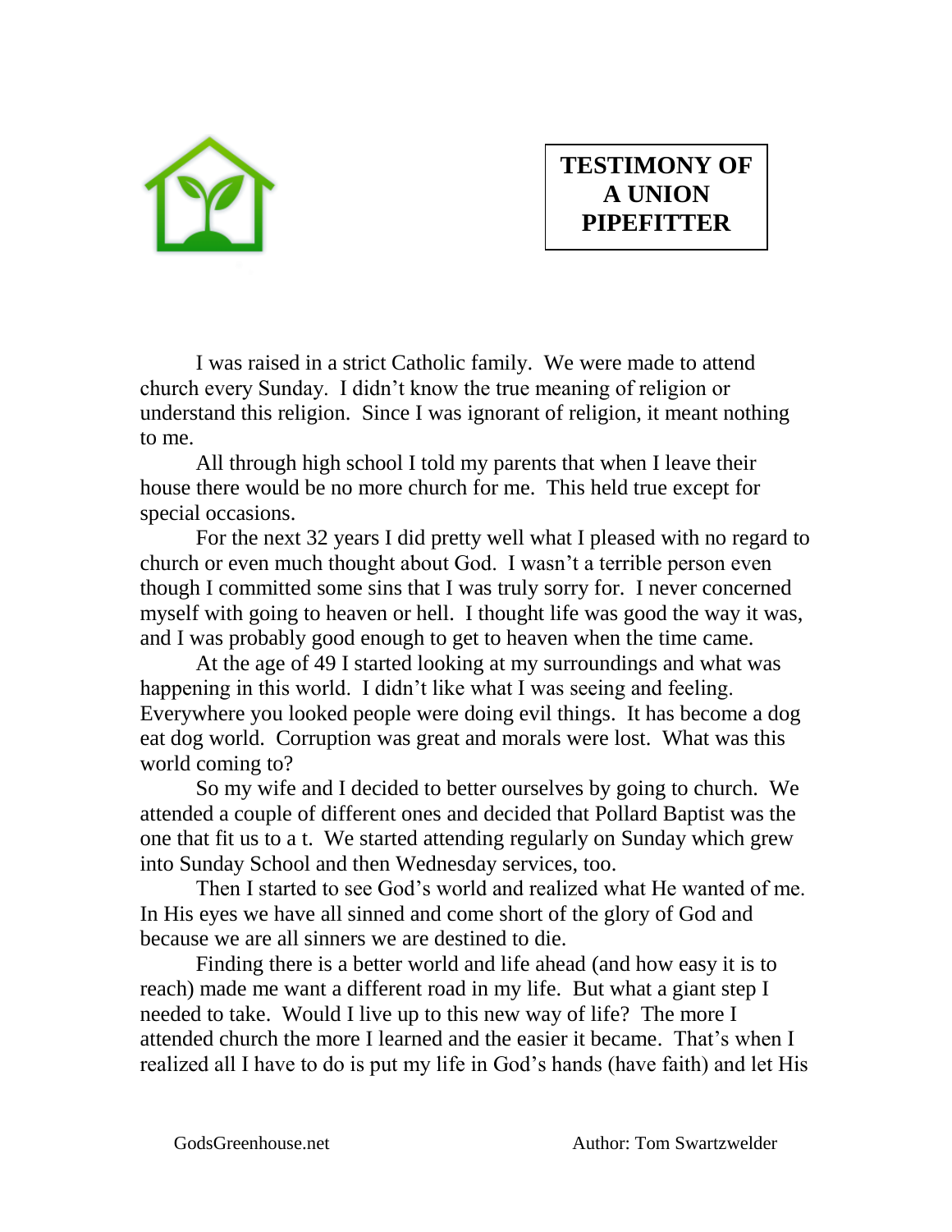# TESTIMONY OF A UNION PIPEFITTER

I was raised in a strict Catholic family. We were made to attend church every Sunday. I didn't know the true meaning of religion or understand this religion. Since I was ignorant of religion, it meant nothing to me.

All through high school I told my parents that when I leave their house there would be no more church for me. This held true except for special occasions.

For the next 32 years I did pretty well what I pleased with no regard to church or even much thought about God. I wasn't a terrible person even though I committed some sins that I was truly sorry for. I never concerned myself with going to heaven or hell. I thought life was good the way it was, and I was probably good enough to get to heaven when the time came.

At the age of 49 I started looking at my surroundings and what was happening in this world. I didn't like what I was seeing and feeling. Everywhere you looked people were doing evil things. It has become a dog eat dog world. Corruption was great and morals were lost. What was this world coming to?

So my wife and I decided to better ourselves by going to church. We attended a couple of different ones and decided that Pollard Baptist was the one that fit us to a t. We started attending regularly on Sunday which grew into Sunday School and then Wednesday services, too.

Then I started to see God's world and realized what He wanted of me. In His eyes we have all sinned and come short of the glory of God and because we are all sinners we are destined to die.

Finding there is a better world and life ahead (and how easy it is to reach) made me want a different road in my life. But what a giant step I needed to take. Would I live up to this new way of life? The more I attended church the more I learned and the easier it became. That's when I realized all I have to do is put my life in God's hands (have faith) and let His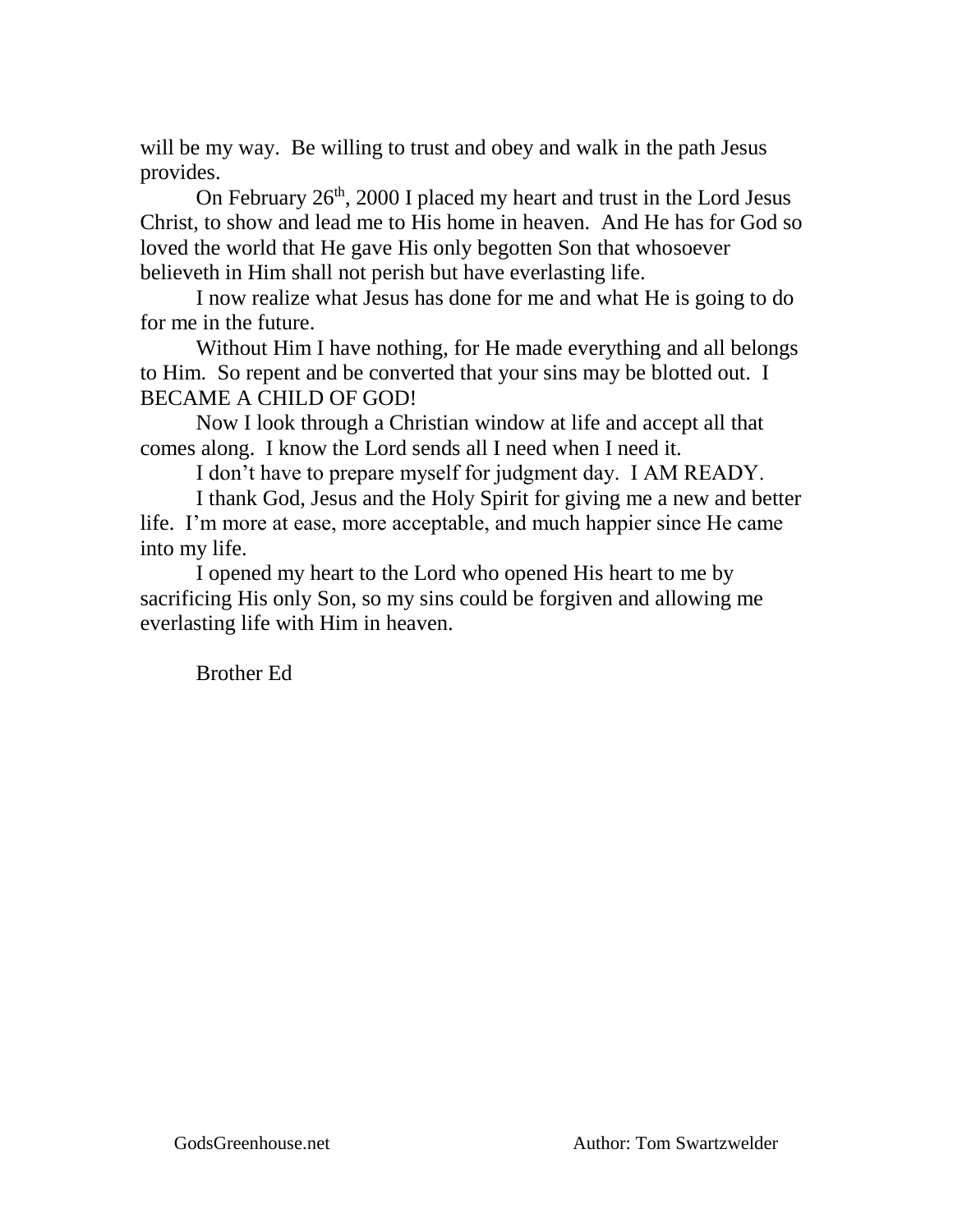will be my way. Be willing to trust and obey and walk in the path Jesus provides.

On February 26th, 2000 I placed my heart and trust in the Lord Jesus Christ, to show and lead me to His home in heaven. And He has for God so loved the world that He gave His only begotten Son that whosoever believeth in Him shall not perish but have everlasting life.

I now realize what Jesus has done for me and what He is going to do for me in the future.

Without Him I have nothing, for He made everything and all belongs to Him. So repent and be converted that your sins may be blotted out. I BECAME A CHILD OF GOD!

Now I look through a Christian window at life and accept all that comes along. I know the Lord sends all I need when I need it.

I don't have to prepare myself for judgment day. I AM READY.

I thank God, Jesus and the Holy Spirit for giving me a new and better life. I'm more at ease, more acceptable, and much happier since He came into my life.

I opened my heart to the Lord who opened His heart to me by sacrificing His only Son, so my sins could be forgiven and allowing me everlasting life with Him in heaven.

Brother Ed